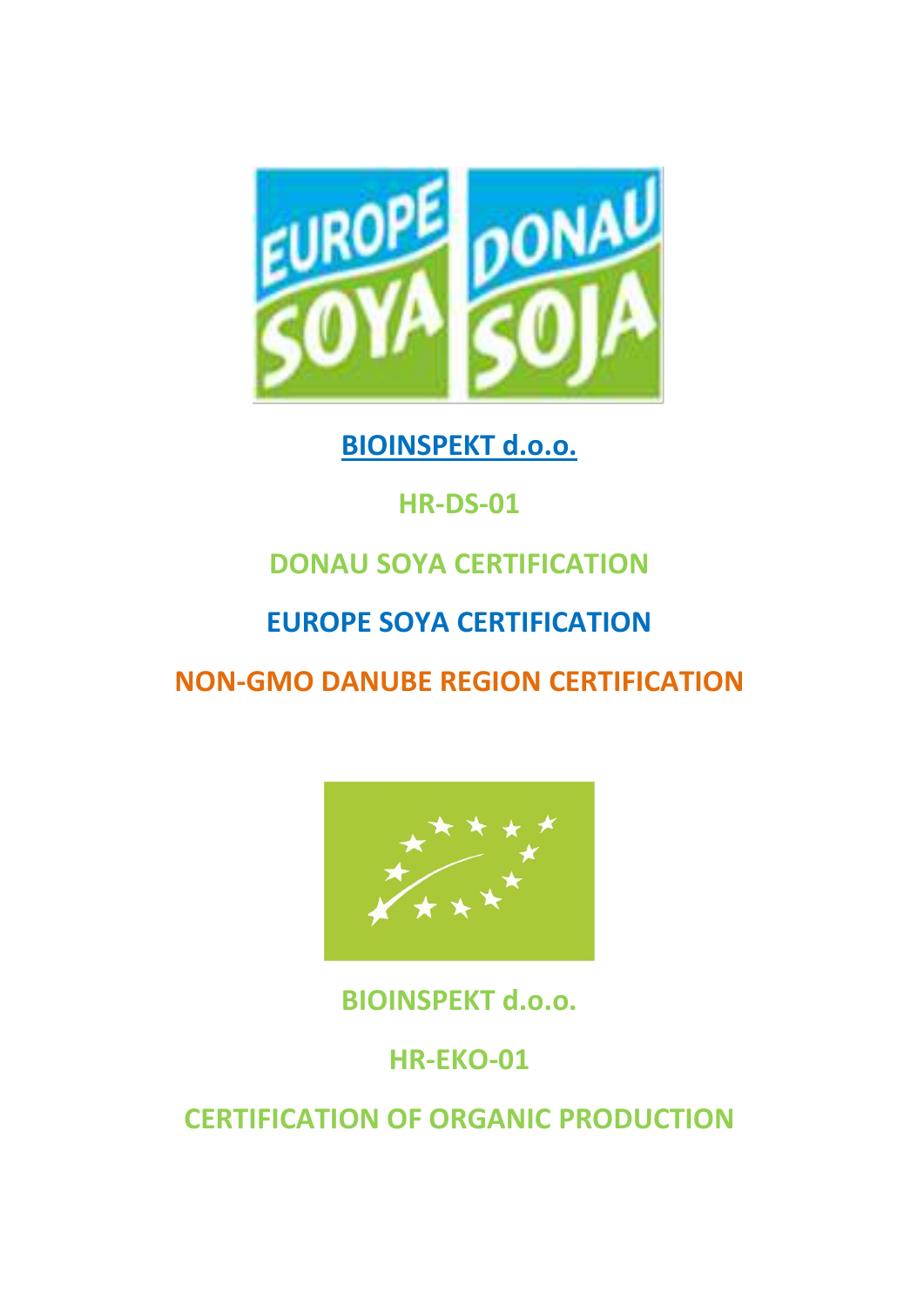**BIOINSPEKT d.o.o.**

**HR-DS-01**

**DONAU SOYA CERTIFICATION**

**EUROPE SOYA CERTIFICATION**

**NON-GMO DANUBE REGION CERTIFICATION**

**BIOINSPEKT d.o.o.**

**HR-EKO-01**

**CERTIFICATION OF ORGANIC PRODUCTION**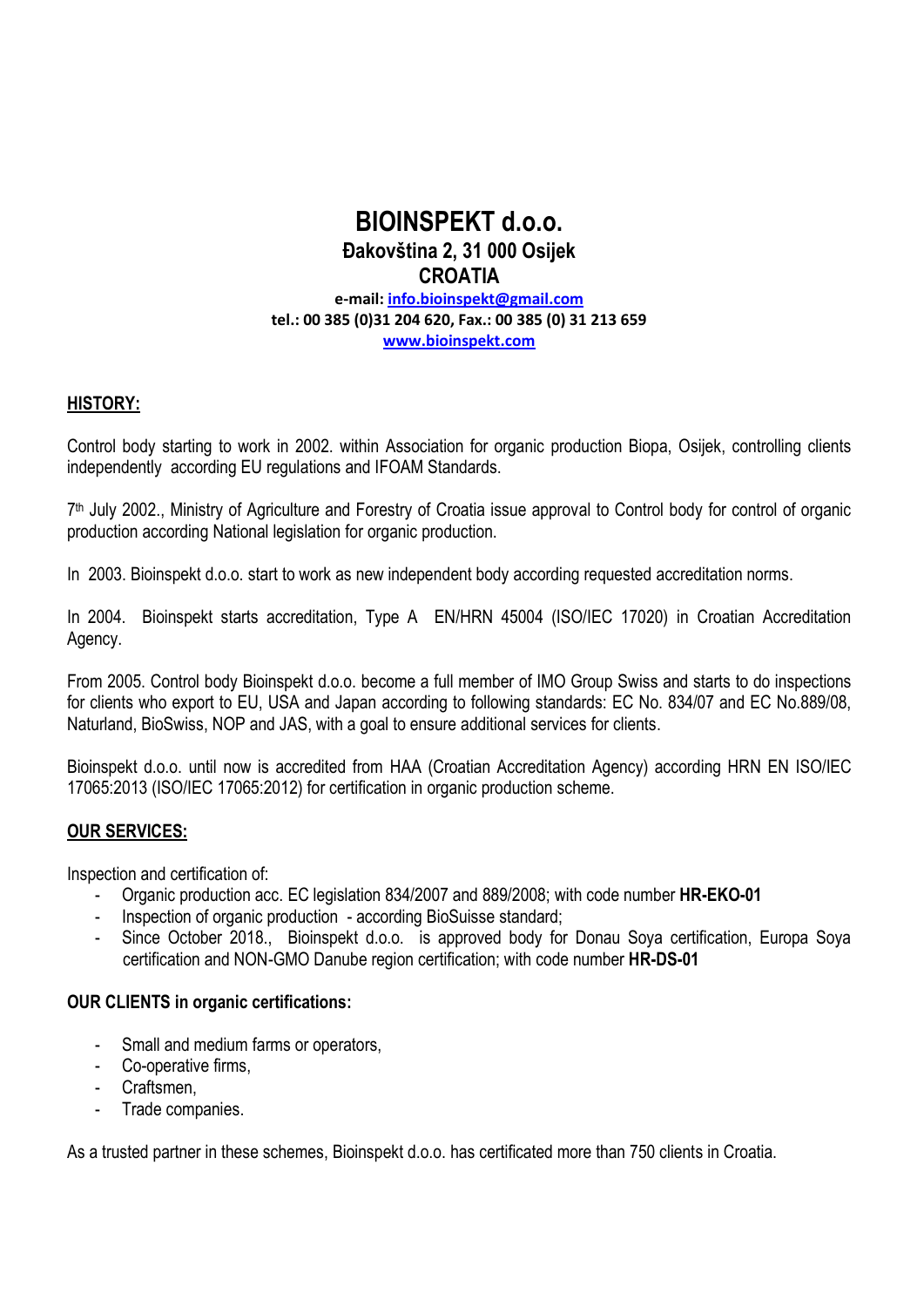# BIOINSPEKT d.o.o.

## Đakovština 2, 31 000 Osijek

## CROATIA

**e-mail: info.bioinspekt@gmail.com**

**tel.: 00 385 (0)31 204 620, Fax.: 00 385 (0) 31 213 659**

**www.bioinspekt.com**

**HISTORY:**

Control body starting to work in 2002. within Association for organic production Biopa, Osijek, controlling clients independently according EU regulations and IFOAM Standards.

7th July 2002., Ministry of Agriculture and Forestry of Croatia issue approval to Control body for control of organic production according National legislation for organic production.

In 2003. Bioinspekt d.o.o. start to work as new independent body according requested accreditation norms.

In 2004. Bioinspekt starts accreditation, Type A EN/HRN 45004 (ISO/IEC 17020) in Croatian Accreditation Agency.

From 2005. Control body Bioinspekt d.o.o. become a full member of IMO Group Swiss and starts to do inspections for clients who export to EU, USA and Japan according to following standards: EC No. 834/07 and EC No.889/08, Naturland, BioSwiss, NOP and JAS, with a goal to ensure additional services for clients.

Bioinspekt d.o.o. until now is accredited from HAA (Croatian Accreditation Agency) according HRN EN ISO/IEC 17065:2013 (ISO/IEC 17065:2012) for certification in organic production scheme.

**OUR SERVICES:**

Inspection and certification of:

- Organic production acc. EC legislation 834/2007 and 889/2008; with code number **HR-EKO-01**
- Inspection of organic production - according BioSuisse standard;
- Since October 2018., Bioinspekt d.o.o. is approved body for Donau Soya certification, Europa Soya certification and NON-GMO Danube region certification; with code number **HR-DS-01**

**OUR CLIENTS in organic certifications:**

- Small and medium farms or operators,
- Co-operative firms,
- Craftsmen,
- Trade companies.

As a trusted partner in these schemes, Bioinspekt d.o.o. has certificated more than 750 clients in Croatia.